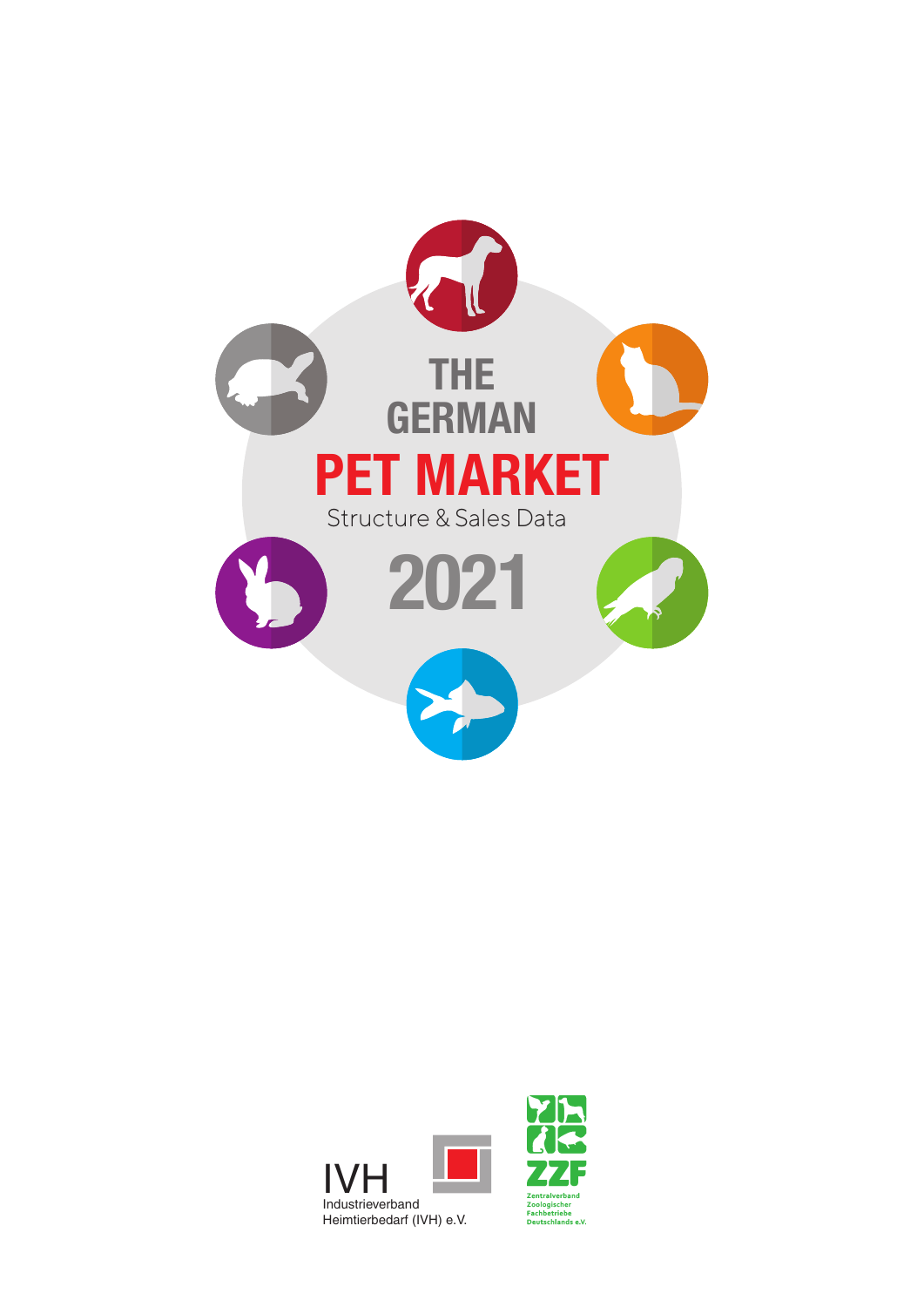# THE GERMAN PET MARKET

Structure & Sales Data

# 2021

IVH
Industrieverband
Heimtierbedarf (IVH) e.V.

ZZF
Zentralverband
Zoologischer
Fachbetriebe
Deutschlands e.V.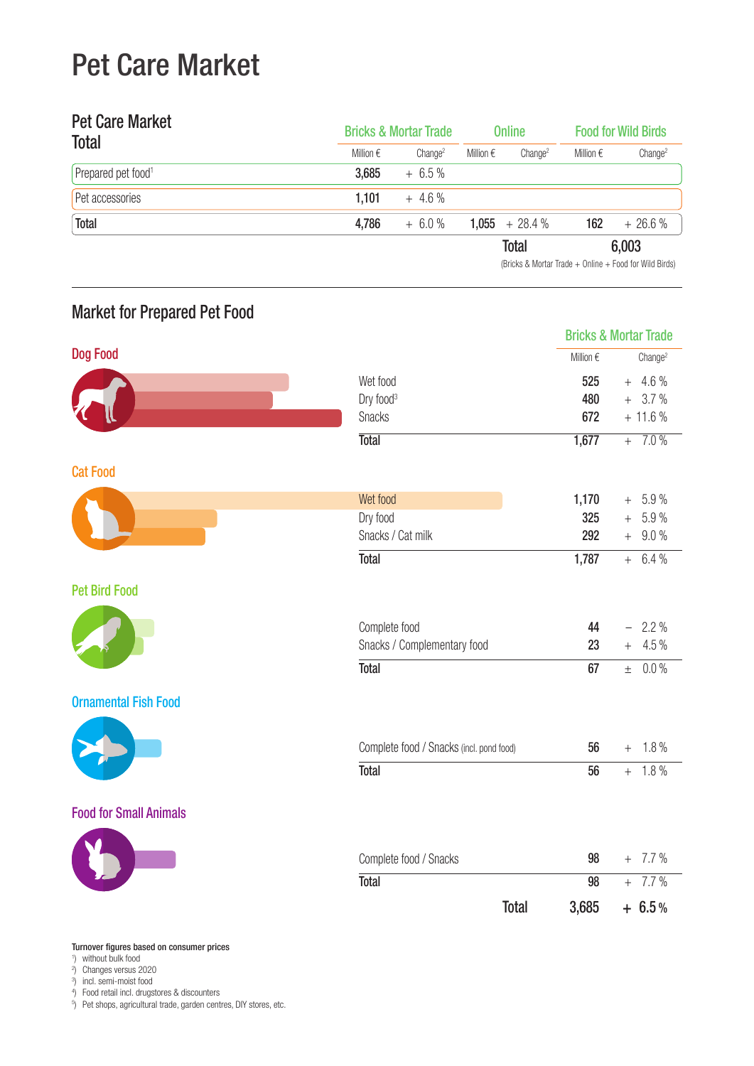# Pet Care Market

| Pet Care Market Total | Bricks & Mortar Trade | | Online | | Food for Wild Birds | |
|---|---|---|---|---|---|---|
| | Million € | Change[2] | Million € | Change[2] | Million € | Change[2] |
| Prepared pet food[1] | 3,685 | + 6.5 % | | | | |
| Pet accessories | 1,101 | + 4.6 % | | | | |
| Total | 4,786 | + 6.0 % | 1,055 | + 28.4 % | 162 | + 26.6 % |

**Total** 6,003
(Bricks & Mortar Trade + Online + Food for Wild Birds)

## Market for Prepared Pet Food

| | Bricks & Mortar Trade | |
|---|---|---|
| | Million € | Change[2] |
| **Dog Food** | | |
| Wet food | 525 | + 4.6 % |
| Dry food[3] | 480 | + 3.7 % |
| Snacks | 672 | + 11.6 % |
| Total | 1,677 | + 7.0 % |
| **Cat Food** | | |
| Wet food | 1,170 | + 5.9 % |
| Dry food | 325 | + 5.9 % |
| Snacks / Cat milk | 292 | + 9.0 % |
| Total | 1,787 | + 6.4 % |
| **Pet Bird Food** | | |
| Complete food | 44 | − 2.2 % |
| Snacks / Complementary food | 23 | + 4.5 % |
| Total | 67 | ± 0.0 % |
| **Ornamental Fish Food** | | |
| Complete food / Snacks (incl. pond food) | 56 | + 1.8 % |
| Total | 56 | + 1.8 % |
| **Food for Small Animals** | | |
| Complete food / Snacks | 98 | + 7.7 % |
| Total | 98 | + 7.7 % |
| **Total** | **3,685** | **+ 6.5 %** |

Turnover figures based on consumer prices

[1]) without bulk food
[2]) Changes versus 2020
[3]) incl. semi-moist food
[4]) Food retail incl. drugstores & discounters
[5]) Pet shops, agricultural trade, garden centres, DIY stores, etc.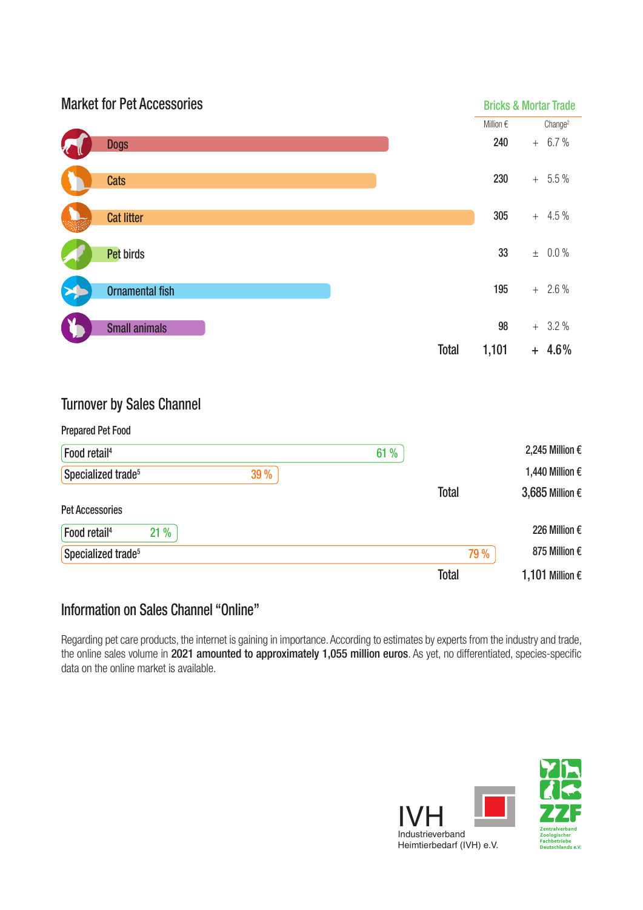## Market for Pet Accessories

Bricks & Mortar Trade

| | Million € | Change[2] |
|---|---|---|
| Dogs | 240 | + 6.7 % |
| Cats | 230 | + 5.5 % |
| Cat litter | 305 | + 4.5 % |
| Pet birds | 33 | ± 0.0 % |
| Ornamental fish | 195 | + 2.6 % |
| Small animals | 98 | + 3.2 % |
| Total | 1,101 | + 4.6% |

## Turnover by Sales Channel

Prepared Pet Food

Food retail[4] 61 %

Specialized trade[5] 39 %

| | | |
|---|---|---|
| Food retail[4] | 61 % | 2,245 Million € |
| Specialized trade[5] | 39 % | 1,440 Million € |
| Total | | 3,685 Million € |

Pet Accessories

Food retail[4] 21 %

Specialized trade[5] 79 %

| | | |
|---|---|---|
| Food retail[4] | 21 % | 226 Million € |
| Specialized trade[5] | 79 % | 875 Million € |
| Total | | 1,101 Million € |

## Information on Sales Channel "Online"

Regarding pet care products, the internet is gaining in importance. According to estimates by experts from the industry and trade, the online sales volume in **2021 amounted to approximately 1,055 million euros**. As yet, no differentiated, species-specific data on the online market is available.

IVH Industrieverband Heimtierbedarf (IVH) e.V.

ZZF Zentralverband Zoologischer Fachbetriebe Deutschlands e.V.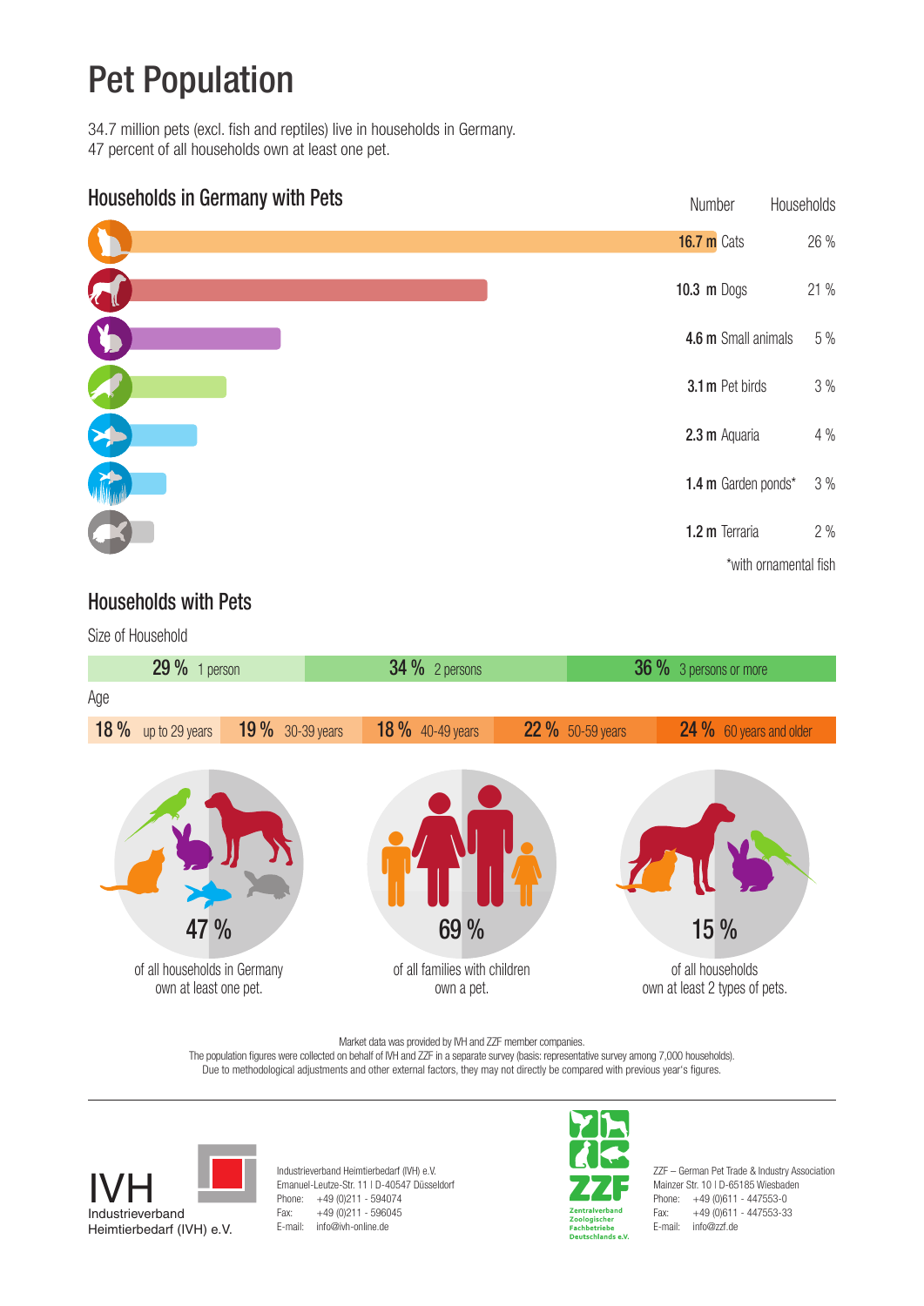# Pet Population

34.7 million pets (excl. fish and reptiles) live in households in Germany.
47 percent of all households own at least one pet.

## Households in Germany with Pets

Number Households

16.7 m Cats 26 %

10.3 m Dogs 21 %

4.6 m Small animals 5 %

3.1 m Pet birds 3 %

2.3 m Aquaria 4 %

1.4 m Garden ponds* 3 %

1.2 m Terraria 2 %

*with ornamental fish

## Households with Pets

Size of Household

29 % 1 person

34 % 2 persons

36 % 3 persons or more

Age

18 % up to 29 years

19 % 30-39 years

18 % 40-49 years

22 % 50-59 years

24 % 60 years and older

47 %
of all households in Germany own at least one pet.

69 %
of all families with children own a pet.

15 %
of all households own at least 2 types of pets.

Market data was provided by IVH and ZZF member companies.
The population figures were collected on behalf of IVH and ZZF in a separate survey (basis: representative survey among 7,000 households).
Due to methodological adjustments and other external factors, they may not directly be compared with previous year's figures.

IVH
Industrieverband Heimtierbedarf (IVH) e.V.

Industrieverband Heimtierbedarf (IVH) e.V.
Emanuel-Leutze-Str. 11 | D-40547 Düsseldorf
Phone: +49 (0)211 - 594074
Fax: +49 (0)211 - 596045
E-mail: info@ivh-online.de

ZZF
Zentralverband Zoologischer Fachbetriebe Deutschlands e.V.

ZZF – German Pet Trade & Industry Association
Mainzer Str. 10 | D-65185 Wiesbaden
Phone: +49 (0)611 - 447553-0
Fax: +49 (0)611 - 447553-33
E-mail: info@zzf.de